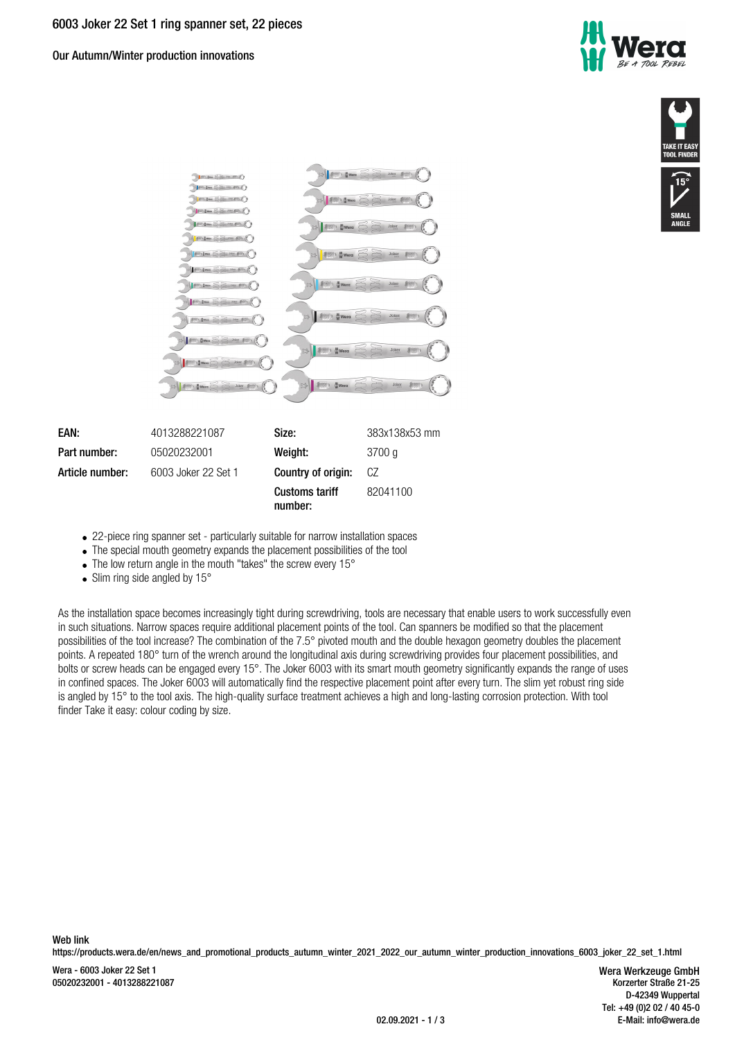# 6003 Joker 22 Set 1 ring spanner set, 22 pieces

Our Autumn/Winter production innovations

TAKE IT EASY TOOL FINDER

15° SMALL ANGLE

| | | | |
|---|---|---|---|
| **EAN:** | 4013288221087 | **Size:** | 383x138x53 mm |
| **Part number:** | 05020232001 | **Weight:** | 3700 g |
| **Article number:** | 6003 Joker 22 Set 1 | **Country of origin:** | CZ |
| | | **Customs tariff number:** | 82041100 |

- 22-piece ring spanner set - particularly suitable for narrow installation spaces
- The special mouth geometry expands the placement possibilities of the tool
- The low return angle in the mouth "takes" the screw every 15°
- Slim ring side angled by 15°

As the installation space becomes increasingly tight during screwdriving, tools are necessary that enable users to work successfully even in such situations. Narrow spaces require additional placement points of the tool. Can spanners be modified so that the placement possibilities of the tool increase? The combination of the 7.5° pivoted mouth and the double hexagon geometry doubles the placement points. A repeated 180° turn of the wrench around the longitudinal axis during screwdriving provides four placement possibilities, and bolts or screw heads can be engaged every 15°. The Joker 6003 with its smart mouth geometry significantly expands the range of uses in confined spaces. The Joker 6003 will automatically find the respective placement point after every turn. The slim yet robust ring side is angled by 15° to the tool axis. The high-quality surface treatment achieves a high and long-lasting corrosion protection. With tool finder Take it easy: colour coding by size.

**Web link**
https://products.wera.de/en/news_and_promotional_products_autumn_winter_2021_2022_our_autumn_winter_production_innovations_6003_joker_22_set_1.html

Wera - 6003 Joker 22 Set 1
05020232001 - 4013288221087

Wera Werkzeuge GmbH
Korzerter Straße 21-25
D-42349 Wuppertal
Tel: +49 (0)2 02 / 40 45-0
E-Mail: info@wera.de

02.09.2021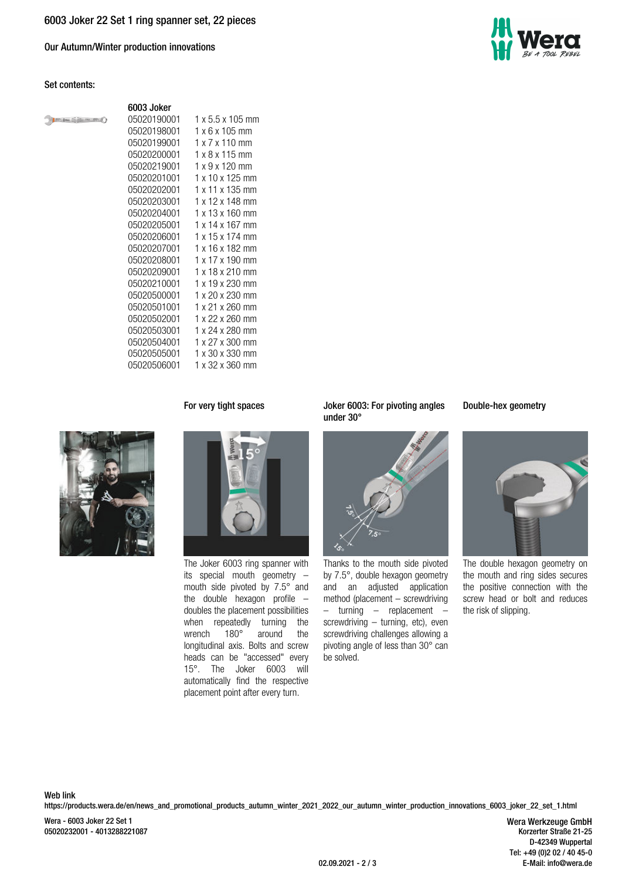6003 Joker 22 Set 1 ring spanner set, 22 pieces

Our Autumn/Winter production innovations

Set contents:

**6003 Joker**

| | |
|---|---|
| 05020190001 | 1 x 5.5 x 105 mm |
| 05020198001 | 1 x 6 x 105 mm |
| 05020199001 | 1 x 7 x 110 mm |
| 05020200001 | 1 x 8 x 115 mm |
| 05020219001 | 1 x 9 x 120 mm |
| 05020201001 | 1 x 10 x 125 mm |
| 05020202001 | 1 x 11 x 135 mm |
| 05020203001 | 1 x 12 x 148 mm |
| 05020204001 | 1 x 13 x 160 mm |
| 05020205001 | 1 x 14 x 167 mm |
| 05020206001 | 1 x 15 x 174 mm |
| 05020207001 | 1 x 16 x 182 mm |
| 05020208001 | 1 x 17 x 190 mm |
| 05020209001 | 1 x 18 x 210 mm |
| 05020210001 | 1 x 19 x 230 mm |
| 05020500001 | 1 x 20 x 230 mm |
| 05020501001 | 1 x 21 x 260 mm |
| 05020502001 | 1 x 22 x 260 mm |
| 05020503001 | 1 x 24 x 280 mm |
| 05020504001 | 1 x 27 x 300 mm |
| 05020505001 | 1 x 30 x 330 mm |
| 05020506001 | 1 x 32 x 360 mm |

### For very tight spaces

The Joker 6003 ring spanner with its special mouth geometry – mouth side pivoted by 7.5° and the double hexagon profile – doubles the placement possibilities when repeatedly turning the wrench 180° around the longitudinal axis. Bolts and screw heads can be "accessed" every 15°. The Joker 6003 will automatically find the respective placement point after every turn.

### Joker 6003: For pivoting angles under 30°

Thanks to the mouth side pivoted by 7.5°, double hexagon geometry and an adjusted application method (placement – screwdriving – turning – replacement – screwdriving – turning, etc), even screwdriving challenges allowing a pivoting angle of less than 30° can be solved.

### Double-hex geometry

The double hexagon geometry on the mouth and ring sides secures the positive connection with the screw head or bolt and reduces the risk of slipping.

**Web link**
https://products.wera.de/en/news_and_promotional_products_autumn_winter_2021_2022_our_autumn_winter_production_innovations_6003_joker_22_set_1.html

Wera - 6003 Joker 22 Set 1
05020232001 - 4013288221087

Wera Werkzeuge GmbH
Korzerter Straße 21-25
D-42349 Wuppertal
Tel: +49 (0)2 02 / 40 45-0
E-Mail: info@wera.de

02.09.2021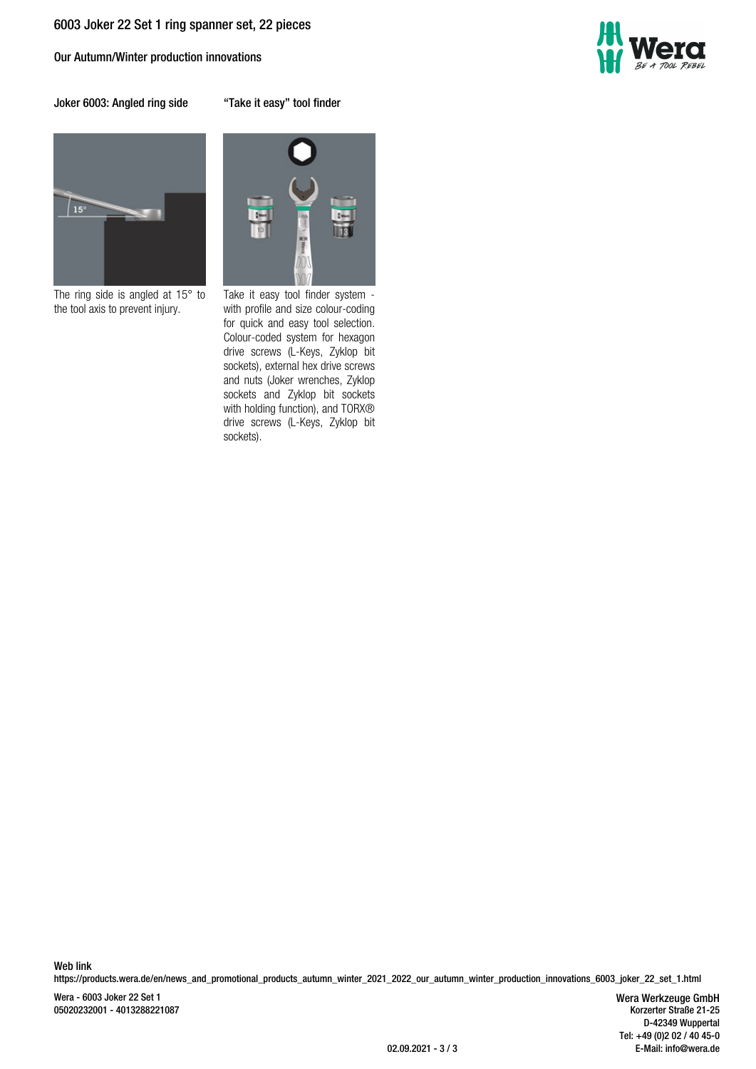Joker 6003: Angled ring side

The ring side is angled at 15° to the tool axis to prevent injury.

"Take it easy" tool finder

Take it easy tool finder system - with profile and size colour-coding for quick and easy tool selection. Colour-coded system for hexagon drive screws (L-Keys, Zyklop bit sockets), external hex drive screws and nuts (Joker wrenches, Zyklop sockets and Zyklop bit sockets with holding function), and TORX® drive screws (L-Keys, Zyklop bit sockets).

**Web link**

https://products.wera.de/en/news_and_promotional_products_autumn_winter_2021_2022_our_autumn_winter_production_innovations_6003_joker_22_set_1.html

Wera - 6003 Joker 22 Set 1
05020232001 - 4013288221087

Wera Werkzeuge GmbH
Korzerter Straße 21-25
D-42349 Wuppertal
Tel: +49 (0)2 02 / 40 45-0
E-Mail: info@wera.de

02.09.2021